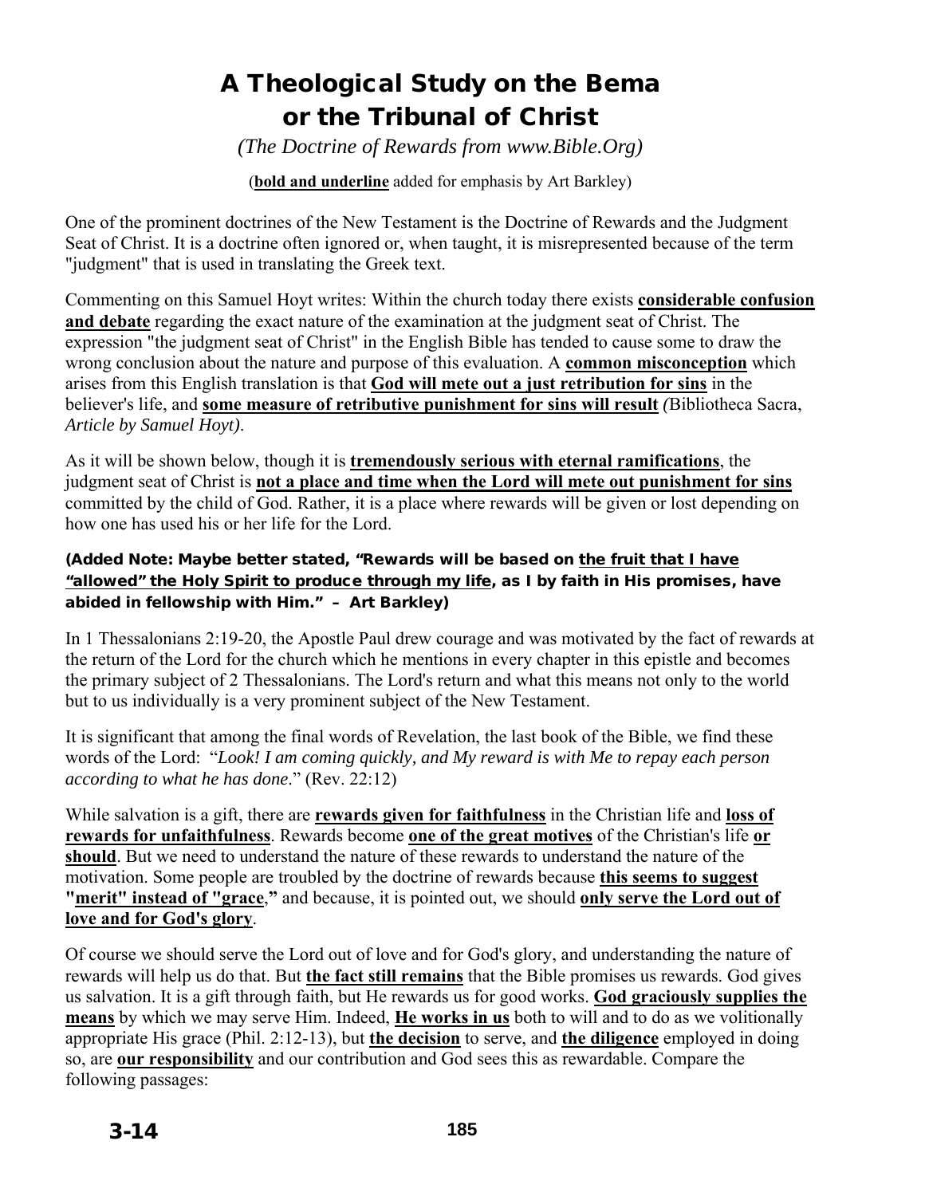# A Theological Study on the Bema or the Tribunal of Christ

*(The Doctrine of Rewards from www.Bible.Org)*

(**bold and underline** added for emphasis by Art Barkley)

One of the prominent doctrines of the New Testament is the Doctrine of Rewards and the Judgment Seat of Christ. It is a doctrine often ignored or, when taught, it is misrepresented because of the term "judgment" that is used in translating the Greek text.

Commenting on this Samuel Hoyt writes: Within the church today there exists **considerable confusion and debate** regarding the exact nature of the examination at the judgment seat of Christ. The expression "the judgment seat of Christ" in the English Bible has tended to cause some to draw the wrong conclusion about the nature and purpose of this evaluation. A **common misconception** which arises from this English translation is that **God will mete out a just retribution for sins** in the believer's life, and **some measure of retributive punishment for sins will result** *(*Bibliotheca Sacra, *Article by Samuel Hoyt)*.

As it will be shown below, though it is **tremendously serious with eternal ramifications**, the judgment seat of Christ is **not a place and time when the Lord will mete out punishment for sins** committed by the child of God. Rather, it is a place where rewards will be given or lost depending on how one has used his or her life for the Lord.

**(Added Note: Maybe better stated, "Rewards will be based on the fruit that I have "allowed" the Holy Spirit to produce through my life, as I by faith in His promises, have abided in fellowship with Him." – Art Barkley)**

In 1 Thessalonians 2:19-20, the Apostle Paul drew courage and was motivated by the fact of rewards at the return of the Lord for the church which he mentions in every chapter in this epistle and becomes the primary subject of 2 Thessalonians. The Lord's return and what this means not only to the world but to us individually is a very prominent subject of the New Testament.

It is significant that among the final words of Revelation, the last book of the Bible, we find these words of the Lord: "*Look! I am coming quickly, and My reward is with Me to repay each person according to what he has done*." (Rev. 22:12)

While salvation is a gift, there are **rewards given for faithfulness** in the Christian life and **loss of rewards for unfaithfulness**. Rewards become **one of the great motives** of the Christian's life **or should**. But we need to understand the nature of these rewards to understand the nature of the motivation. Some people are troubled by the doctrine of rewards because **this seems to suggest "merit" instead of "grace,"** and because, it is pointed out, we should **only serve the Lord out of love and for God's glory**.

Of course we should serve the Lord out of love and for God's glory, and understanding the nature of rewards will help us do that. But **the fact still remains** that the Bible promises us rewards. God gives us salvation. It is a gift through faith, but He rewards us for good works. **God graciously supplies the means** by which we may serve Him. Indeed, **He works in us** both to will and to do as we volitionally appropriate His grace (Phil. 2:12-13), but **the decision** to serve, and **the diligence** employed in doing so, are **our responsibility** and our contribution and God sees this as rewardable. Compare the following passages: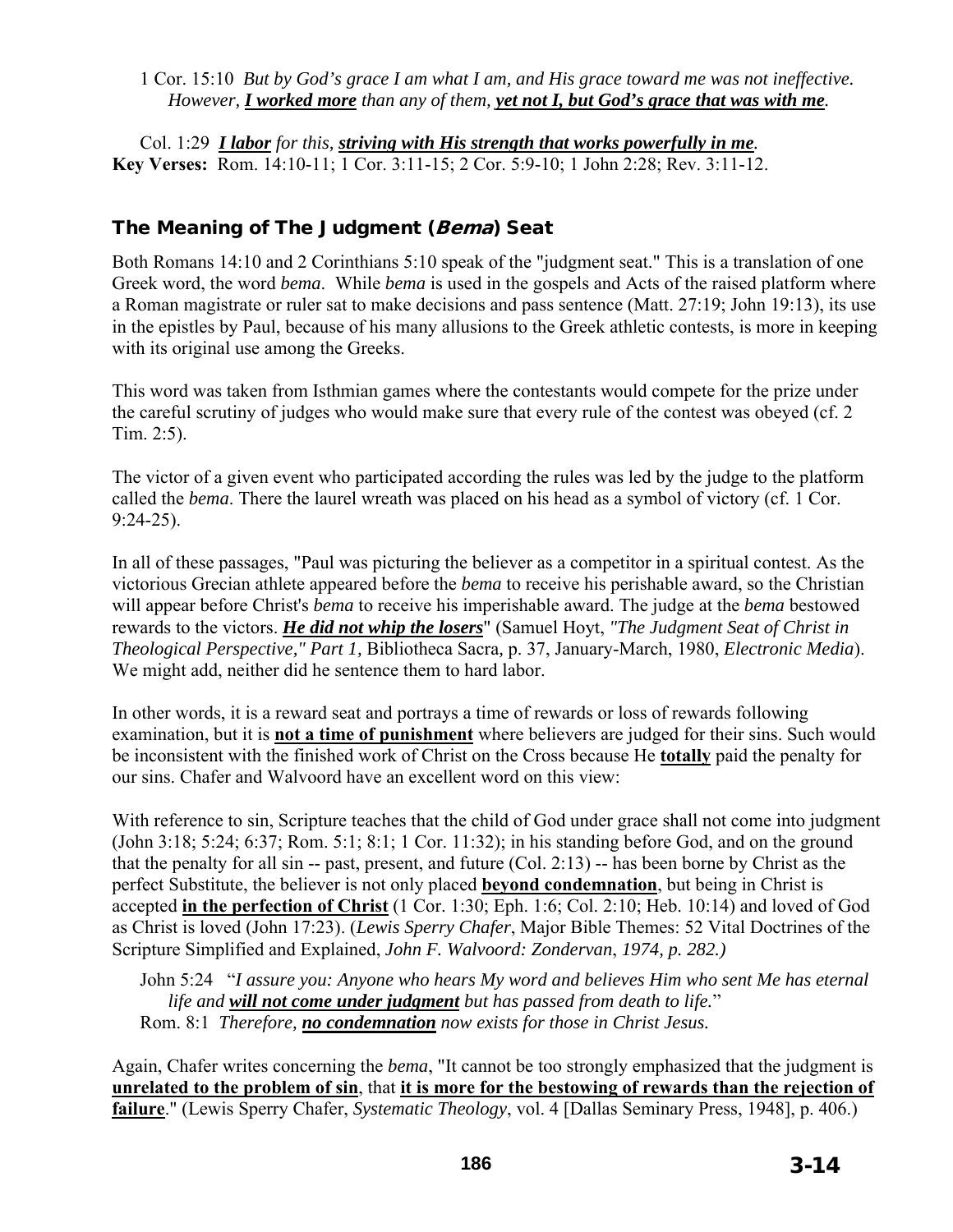1 Cor. 15:10 *But by God's grace I am what I am, and His grace toward me was not ineffective. However,* ***<u>I worked more</u>*** *than any of them,* ***<u>yet not I, but God's grace that was with me</u>****.*

Col. 1:29 ***<u>I labor</u>*** *for this,* ***<u>striving with His strength that works powerfully in me</u>****.*

**Key Verses:** Rom. 14:10-11; 1 Cor. 3:11-15; 2 Cor. 5:9-10; 1 John 2:28; Rev. 3:11-12.

## The Meaning of The Judgment (*Bema*) Seat

Both Romans 14:10 and 2 Corinthians 5:10 speak of the "judgment seat." This is a translation of one Greek word, the word *bema*. While *bema* is used in the gospels and Acts of the raised platform where a Roman magistrate or ruler sat to make decisions and pass sentence (Matt. 27:19; John 19:13), its use in the epistles by Paul, because of his many allusions to the Greek athletic contests, is more in keeping with its original use among the Greeks.

This word was taken from Isthmian games where the contestants would compete for the prize under the careful scrutiny of judges who would make sure that every rule of the contest was obeyed (cf. 2 Tim. 2:5).

The victor of a given event who participated according the rules was led by the judge to the platform called the *bema*. There the laurel wreath was placed on his head as a symbol of victory (cf. 1 Cor. 9:24-25).

In all of these passages, "Paul was picturing the believer as a competitor in a spiritual contest. As the victorious Grecian athlete appeared before the *bema* to receive his perishable award, so the Christian will appear before Christ's *bema* to receive his imperishable award. The judge at the *bema* bestowed rewards to the victors. ***<u>He did not whip the losers</u>***" (Samuel Hoyt, *"The Judgment Seat of Christ in Theological Perspective," Part 1,* Bibliotheca Sacra, p. 37, January-March, 1980, *Electronic Media*). We might add, neither did he sentence them to hard labor.

In other words, it is a reward seat and portrays a time of rewards or loss of rewards following examination, but it is **<u>not a time of punishment</u>** where believers are judged for their sins. Such would be inconsistent with the finished work of Christ on the Cross because He **<u>totally</u>** paid the penalty for our sins. Chafer and Walvoord have an excellent word on this view:

With reference to sin, Scripture teaches that the child of God under grace shall not come into judgment (John 3:18; 5:24; 6:37; Rom. 5:1; 8:1; 1 Cor. 11:32); in his standing before God, and on the ground that the penalty for all sin -- past, present, and future (Col. 2:13) -- has been borne by Christ as the perfect Substitute, the believer is not only placed **<u>beyond condemnation</u>**, but being in Christ is accepted **<u>in the perfection of Christ</u>** (1 Cor. 1:30; Eph. 1:6; Col. 2:10; Heb. 10:14) and loved of God as Christ is loved (John 17:23). (*Lewis Sperry Chafer*, Major Bible Themes: 52 Vital Doctrines of the Scripture Simplified and Explained, *John F. Walvoord: Zondervan*, *1974, p. 282.)*

John 5:24 "*I assure you: Anyone who hears My word and believes Him who sent Me has eternal life and* ***<u>will not come under judgment</u>*** *but has passed from death to life.*"
Rom. 8:1 *Therefore,* ***<u>no condemnation</u>*** *now exists for those in Christ Jesus.*

Again, Chafer writes concerning the *bema*, "It cannot be too strongly emphasized that the judgment is **<u>unrelated to the problem of sin</u>**, that **<u>it is more for the bestowing of rewards than the rejection of failure</u>**." (Lewis Sperry Chafer, *Systematic Theology*, vol. 4 [Dallas Seminary Press, 1948], p. 406.)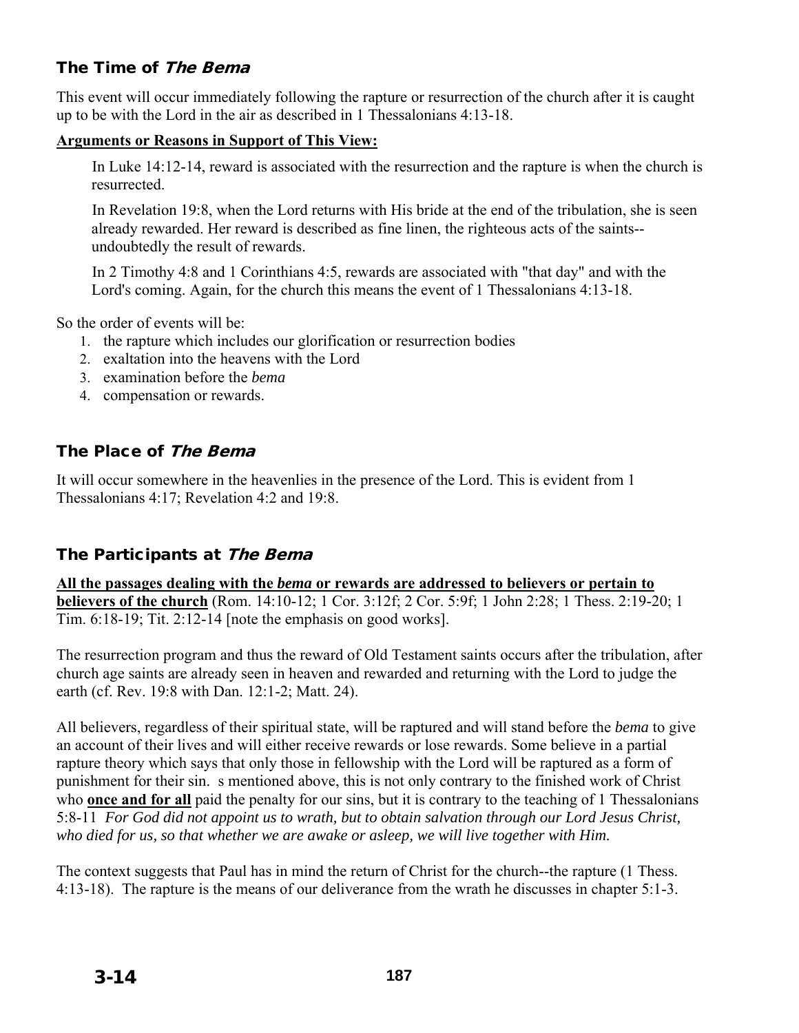## The Time of *The Bema*

This event will occur immediately following the rapture or resurrection of the church after it is caught up to be with the Lord in the air as described in 1 Thessalonians 4:13-18.

**Arguments or Reasons in Support of This View:**

In Luke 14:12-14, reward is associated with the resurrection and the rapture is when the church is resurrected.

In Revelation 19:8, when the Lord returns with His bride at the end of the tribulation, she is seen already rewarded. Her reward is described as fine linen, the righteous acts of the saints--undoubtedly the result of rewards.

In 2 Timothy 4:8 and 1 Corinthians 4:5, rewards are associated with "that day" and with the Lord's coming. Again, for the church this means the event of 1 Thessalonians 4:13-18.

So the order of events will be:

1. the rapture which includes our glorification or resurrection bodies
2. exaltation into the heavens with the Lord
3. examination before the *bema*
4. compensation or rewards.

## The Place of *The Bema*

It will occur somewhere in the heavenlies in the presence of the Lord. This is evident from 1 Thessalonians 4:17; Revelation 4:2 and 19:8.

## The Participants at *The Bema*

**All the passages dealing with the *bema* or rewards are addressed to believers or pertain to believers of the church** (Rom. 14:10-12; 1 Cor. 3:12f; 2 Cor. 5:9f; 1 John 2:28; 1 Thess. 2:19-20; 1 Tim. 6:18-19; Tit. 2:12-14 [note the emphasis on good works].

The resurrection program and thus the reward of Old Testament saints occurs after the tribulation, after church age saints are already seen in heaven and rewarded and returning with the Lord to judge the earth (cf. Rev. 19:8 with Dan. 12:1-2; Matt. 24).

All believers, regardless of their spiritual state, will be raptured and will stand before the *bema* to give an account of their lives and will either receive rewards or lose rewards. Some believe in a partial rapture theory which says that only those in fellowship with the Lord will be raptured as a form of punishment for their sin. s mentioned above, this is not only contrary to the finished work of Christ who **once and for all** paid the penalty for our sins, but it is contrary to the teaching of 1 Thessalonians 5:8-11 *For God did not appoint us to wrath, but to obtain salvation through our Lord Jesus Christ, who died for us, so that whether we are awake or asleep, we will live together with Him.*

The context suggests that Paul has in mind the return of Christ for the church--the rapture (1 Thess. 4:13-18). The rapture is the means of our deliverance from the wrath he discusses in chapter 5:1-3.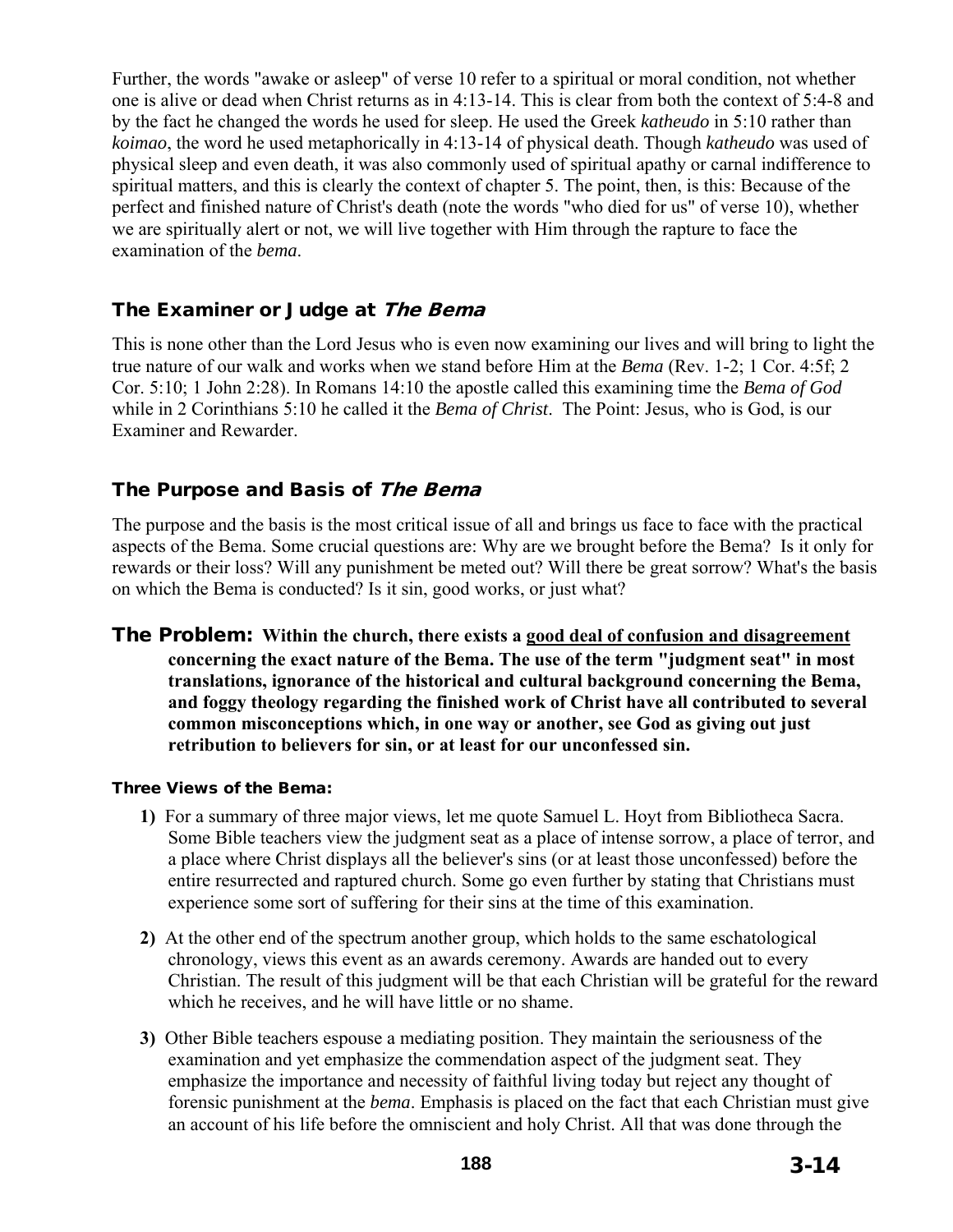Further, the words "awake or asleep" of verse 10 refer to a spiritual or moral condition, not whether one is alive or dead when Christ returns as in 4:13-14. This is clear from both the context of 5:4-8 and by the fact he changed the words he used for sleep. He used the Greek *katheudo* in 5:10 rather than *koimao*, the word he used metaphorically in 4:13-14 of physical death. Though *katheudo* was used of physical sleep and even death, it was also commonly used of spiritual apathy or carnal indifference to spiritual matters, and this is clearly the context of chapter 5. The point, then, is this: Because of the perfect and finished nature of Christ's death (note the words "who died for us" of verse 10), whether we are spiritually alert or not, we will live together with Him through the rapture to face the examination of the *bema*.

### The Examiner or Judge at *The Bema*

This is none other than the Lord Jesus who is even now examining our lives and will bring to light the true nature of our walk and works when we stand before Him at the *Bema* (Rev. 1-2; 1 Cor. 4:5f; 2 Cor. 5:10; 1 John 2:28). In Romans 14:10 the apostle called this examining time the *Bema of God* while in 2 Corinthians 5:10 he called it the *Bema of Christ*. The Point: Jesus, who is God, is our Examiner and Rewarder.

### The Purpose and Basis of *The Bema*

The purpose and the basis is the most critical issue of all and brings us face to face with the practical aspects of the Bema. Some crucial questions are: Why are we brought before the Bema? Is it only for rewards or their loss? Will any punishment be meted out? Will there be great sorrow? What's the basis on which the Bema is conducted? Is it sin, good works, or just what?

**The Problem:** **Within the church, there exists a <u>good deal of confusion and disagreement</u> concerning the exact nature of the Bema. The use of the term "judgment seat" in most translations, ignorance of the historical and cultural background concerning the Bema, and foggy theology regarding the finished work of Christ have all contributed to several common misconceptions which, in one way or another, see God as giving out just retribution to believers for sin, or at least for our unconfessed sin.**

#### Three Views of the Bema:

**1)** For a summary of three major views, let me quote Samuel L. Hoyt from Bibliotheca Sacra. Some Bible teachers view the judgment seat as a place of intense sorrow, a place of terror, and a place where Christ displays all the believer's sins (or at least those unconfessed) before the entire resurrected and raptured church. Some go even further by stating that Christians must experience some sort of suffering for their sins at the time of this examination.

**2)** At the other end of the spectrum another group, which holds to the same eschatological chronology, views this event as an awards ceremony. Awards are handed out to every Christian. The result of this judgment will be that each Christian will be grateful for the reward which he receives, and he will have little or no shame.

**3)** Other Bible teachers espouse a mediating position. They maintain the seriousness of the examination and yet emphasize the commendation aspect of the judgment seat. They emphasize the importance and necessity of faithful living today but reject any thought of forensic punishment at the *bema*. Emphasis is placed on the fact that each Christian must give an account of his life before the omniscient and holy Christ. All that was done through the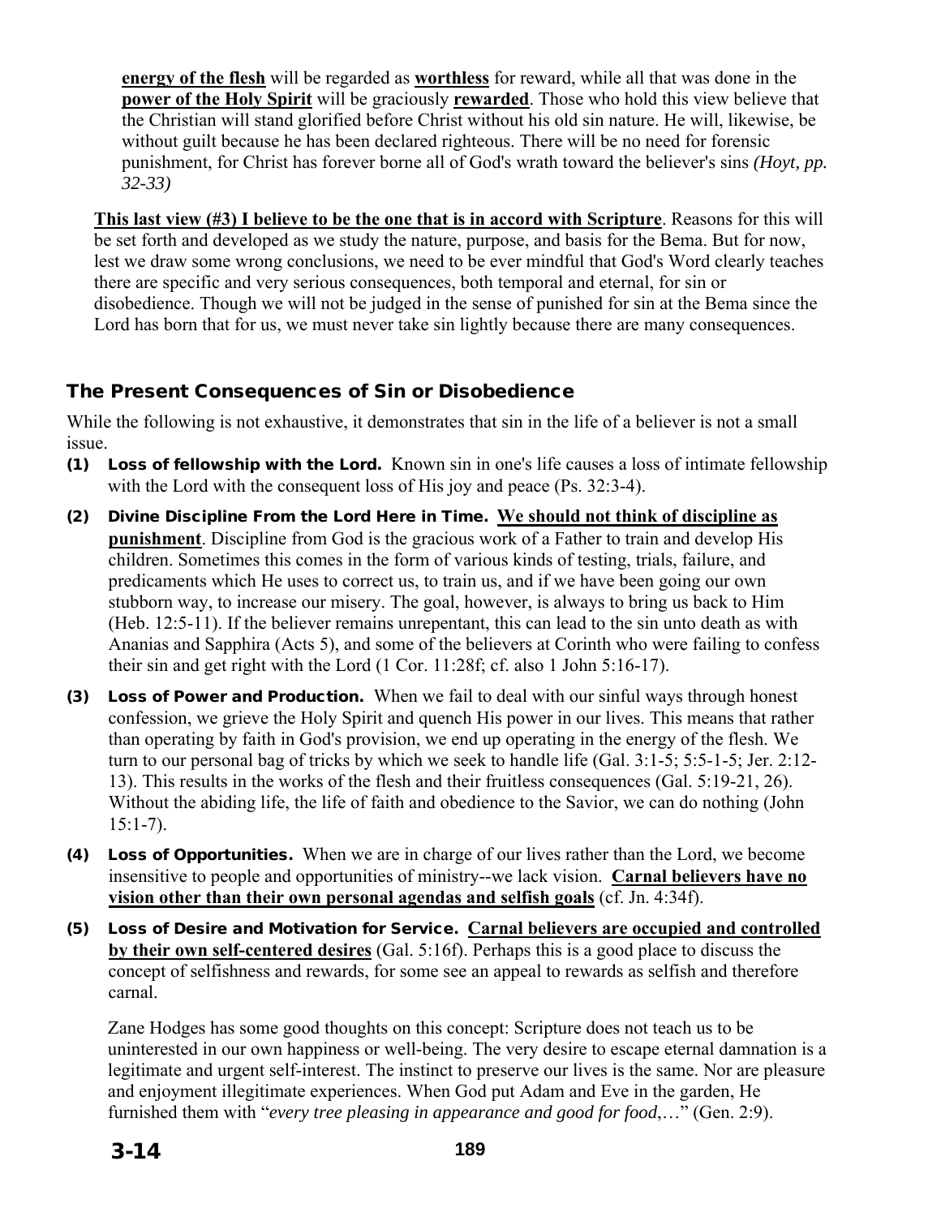**energy of the flesh** will be regarded as **worthless** for reward, while all that was done in the **power of the Holy Spirit** will be graciously **rewarded**. Those who hold this view believe that the Christian will stand glorified before Christ without his old sin nature. He will, likewise, be without guilt because he has been declared righteous. There will be no need for forensic punishment, for Christ has forever borne all of God's wrath toward the believer's sins *(Hoyt, pp. 32-33)*

**This last view (#3) I believe to be the one that is in accord with Scripture**. Reasons for this will be set forth and developed as we study the nature, purpose, and basis for the Bema. But for now, lest we draw some wrong conclusions, we need to be ever mindful that God's Word clearly teaches there are specific and very serious consequences, both temporal and eternal, for sin or disobedience. Though we will not be judged in the sense of punished for sin at the Bema since the Lord has born that for us, we must never take sin lightly because there are many consequences.

### The Present Consequences of Sin or Disobedience

While the following is not exhaustive, it demonstrates that sin in the life of a believer is not a small issue.

**(1) Loss of fellowship with the Lord.** Known sin in one's life causes a loss of intimate fellowship with the Lord with the consequent loss of His joy and peace (Ps. 32:3-4).

**(2) Divine Discipline From the Lord Here in Time.** **We should not think of discipline as punishment**. Discipline from God is the gracious work of a Father to train and develop His children. Sometimes this comes in the form of various kinds of testing, trials, failure, and predicaments which He uses to correct us, to train us, and if we have been going our own stubborn way, to increase our misery. The goal, however, is always to bring us back to Him (Heb. 12:5-11). If the believer remains unrepentant, this can lead to the sin unto death as with Ananias and Sapphira (Acts 5), and some of the believers at Corinth who were failing to confess their sin and get right with the Lord (1 Cor. 11:28f; cf. also 1 John 5:16-17).

**(3) Loss of Power and Production.** When we fail to deal with our sinful ways through honest confession, we grieve the Holy Spirit and quench His power in our lives. This means that rather than operating by faith in God's provision, we end up operating in the energy of the flesh. We turn to our personal bag of tricks by which we seek to handle life (Gal. 3:1-5; 5:5-1-5; Jer. 2:12-13). This results in the works of the flesh and their fruitless consequences (Gal. 5:19-21, 26). Without the abiding life, the life of faith and obedience to the Savior, we can do nothing (John 15:1-7).

**(4) Loss of Opportunities.** When we are in charge of our lives rather than the Lord, we become insensitive to people and opportunities of ministry--we lack vision. **Carnal believers have no vision other than their own personal agendas and selfish goals** (cf. Jn. 4:34f).

**(5) Loss of Desire and Motivation for Service.** **Carnal believers are occupied and controlled by their own self-centered desires** (Gal. 5:16f). Perhaps this is a good place to discuss the concept of selfishness and rewards, for some see an appeal to rewards as selfish and therefore carnal.

Zane Hodges has some good thoughts on this concept: Scripture does not teach us to be uninterested in our own happiness or well-being. The very desire to escape eternal damnation is a legitimate and urgent self-interest. The instinct to preserve our lives is the same. Nor are pleasure and enjoyment illegitimate experiences. When God put Adam and Eve in the garden, He furnished them with "*every tree pleasing in appearance and good for food,…*" (Gen. 2:9).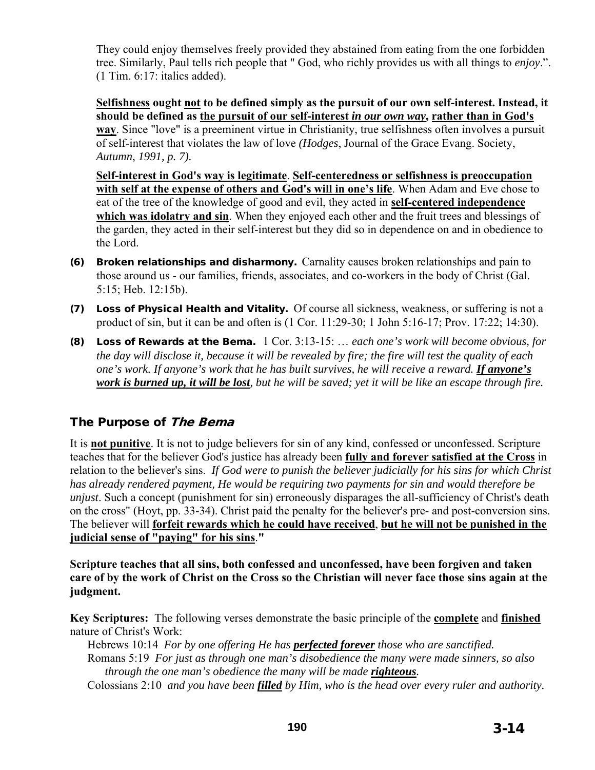They could enjoy themselves freely provided they abstained from eating from the one forbidden tree. Similarly, Paul tells rich people that " God, who richly provides us with all things to *enjoy*.". (1 Tim. 6:17: italics added).

**<u>Selfishness</u> ought <u>not</u> to be defined simply as the pursuit of our own self-interest. Instead, it should be defined as <u>the pursuit of our self-interest *in our own way*</u>, <u>rather than in God's way</u>**. Since "love" is a preeminent virtue in Christianity, true selfishness often involves a pursuit of self-interest that violates the law of love *(Hodges*, Journal of the Grace Evang. Society, *Autumn*, *1991, p. 7).*

**<u>Self-interest in God's way is legitimate</u>**. **<u>Self-centeredness or selfishness is preoccupation with self at the expense of others and God's will in one's life</u>**. When Adam and Eve chose to eat of the tree of the knowledge of good and evil, they acted in **<u>self-centered independence which was idolatry and sin</u>**. When they enjoyed each other and the fruit trees and blessings of the garden, they acted in their self-interest but they did so in dependence on and in obedience to the Lord.

**(6) Broken relationships and disharmony.** Carnality causes broken relationships and pain to those around us - our families, friends, associates, and co-workers in the body of Christ (Gal. 5:15; Heb. 12:15b).

**(7) Loss of Physical Health and Vitality.** Of course all sickness, weakness, or suffering is not a product of sin, but it can be and often is (1 Cor. 11:29-30; 1 John 5:16-17; Prov. 17:22; 14:30).

**(8) Loss of Rewards at the Bema.** 1 Cor. 3:13-15: … *each one's work will become obvious, for the day will disclose it, because it will be revealed by fire; the fire will test the quality of each one's work. If anyone's work that he has built survives, he will receive a reward. **<u>If anyone's work is burned up, it will be lost</u>**, but he will be saved; yet it will be like an escape through fire.*

## The Purpose of *The Bema*

It is **<u>not punitive</u>**. It is not to judge believers for sin of any kind, confessed or unconfessed. Scripture teaches that for the believer God's justice has already been **<u>fully and forever satisfied at the Cross</u>** in relation to the believer's sins. *If God were to punish the believer judicially for his sins for which Christ has already rendered payment, He would be requiring two payments for sin and would therefore be unjust*. Such a concept (punishment for sin) erroneously disparages the all-sufficiency of Christ's death on the cross" (Hoyt, pp. 33-34). Christ paid the penalty for the believer's pre- and post-conversion sins. The believer will **<u>forfeit rewards which he could have received</u>**, **<u>but he will not be punished in the judicial sense of "paying" for his sins</u>."**

**Scripture teaches that all sins, both confessed and unconfessed, have been forgiven and taken care of by the work of Christ on the Cross so the Christian will never face those sins again at the judgment.**

**Key Scriptures:** The following verses demonstrate the basic principle of the **<u>complete</u>** and **<u>finished</u>** nature of Christ's Work:

Hebrews 10:14 *For by one offering He has **<u>perfected forever</u>** those who are sanctified.*

Romans 5:19 *For just as through one man's disobedience the many were made sinners, so also through the one man's obedience the many will be made **<u>righteous</u>**.*

Colossians 2:10 *and you have been **<u>filled</u>** by Him, who is the head over every ruler and authority.*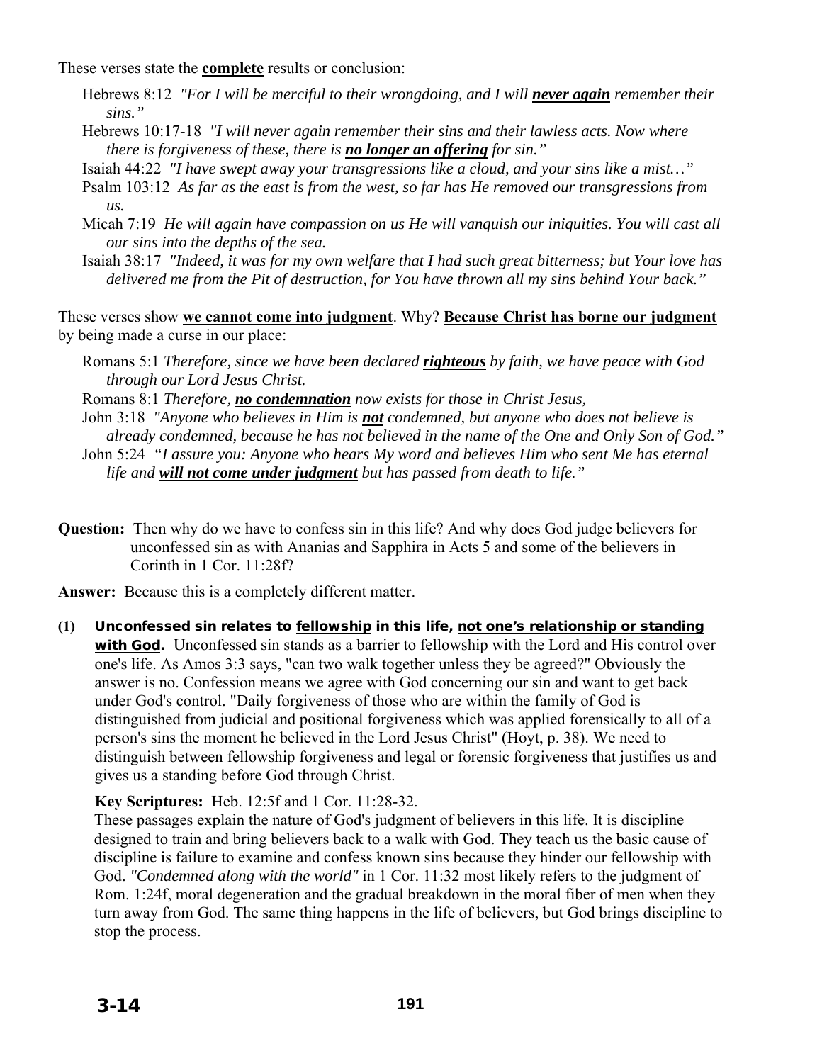These verses state the **complete** results or conclusion:

Hebrews 8:12 *"For I will be merciful to their wrongdoing, and I will* ***never again*** *remember their sins."*

Hebrews 10:17-18 *"I will never again remember their sins and their lawless acts. Now where there is forgiveness of these, there is* ***no longer an offering*** *for sin."*

Isaiah 44:22 *"I have swept away your transgressions like a cloud, and your sins like a mist…"*

Psalm 103:12 *As far as the east is from the west, so far has He removed our transgressions from us.*

Micah 7:19 *He will again have compassion on us He will vanquish our iniquities. You will cast all our sins into the depths of the sea.*

Isaiah 38:17 *"Indeed, it was for my own welfare that I had such great bitterness; but Your love has delivered me from the Pit of destruction, for You have thrown all my sins behind Your back."*

These verses show **we cannot come into judgment**. Why? **Because Christ has borne our judgment** by being made a curse in our place:

Romans 5:1 *Therefore, since we have been declared* ***righteous*** *by faith, we have peace with God through our Lord Jesus Christ.*

Romans 8:1 *Therefore,* ***no condemnation*** *now exists for those in Christ Jesus,*

John 3:18 *"Anyone who believes in Him is* ***not*** *condemned, but anyone who does not believe is already condemned, because he has not believed in the name of the One and Only Son of God."*

John 5:24 *"I assure you: Anyone who hears My word and believes Him who sent Me has eternal life and* ***will not come under judgment*** *but has passed from death to life."*

**Question:** Then why do we have to confess sin in this life? And why does God judge believers for unconfessed sin as with Ananias and Sapphira in Acts 5 and some of the believers in Corinth in 1 Cor. 11:28f?

**Answer:** Because this is a completely different matter.

**(1) Unconfessed sin relates to fellowship in this life, not one's relationship or standing with God.** Unconfessed sin stands as a barrier to fellowship with the Lord and His control over one's life. As Amos 3:3 says, "can two walk together unless they be agreed?" Obviously the answer is no. Confession means we agree with God concerning our sin and want to get back under God's control. "Daily forgiveness of those who are within the family of God is distinguished from judicial and positional forgiveness which was applied forensically to all of a person's sins the moment he believed in the Lord Jesus Christ" (Hoyt, p. 38). We need to distinguish between fellowship forgiveness and legal or forensic forgiveness that justifies us and gives us a standing before God through Christ.

**Key Scriptures:** Heb. 12:5f and 1 Cor. 11:28-32.

These passages explain the nature of God's judgment of believers in this life. It is discipline designed to train and bring believers back to a walk with God. They teach us the basic cause of discipline is failure to examine and confess known sins because they hinder our fellowship with God. *"Condemned along with the world"* in 1 Cor. 11:32 most likely refers to the judgment of Rom. 1:24f, moral degeneration and the gradual breakdown in the moral fiber of men when they turn away from God. The same thing happens in the life of believers, but God brings discipline to stop the process.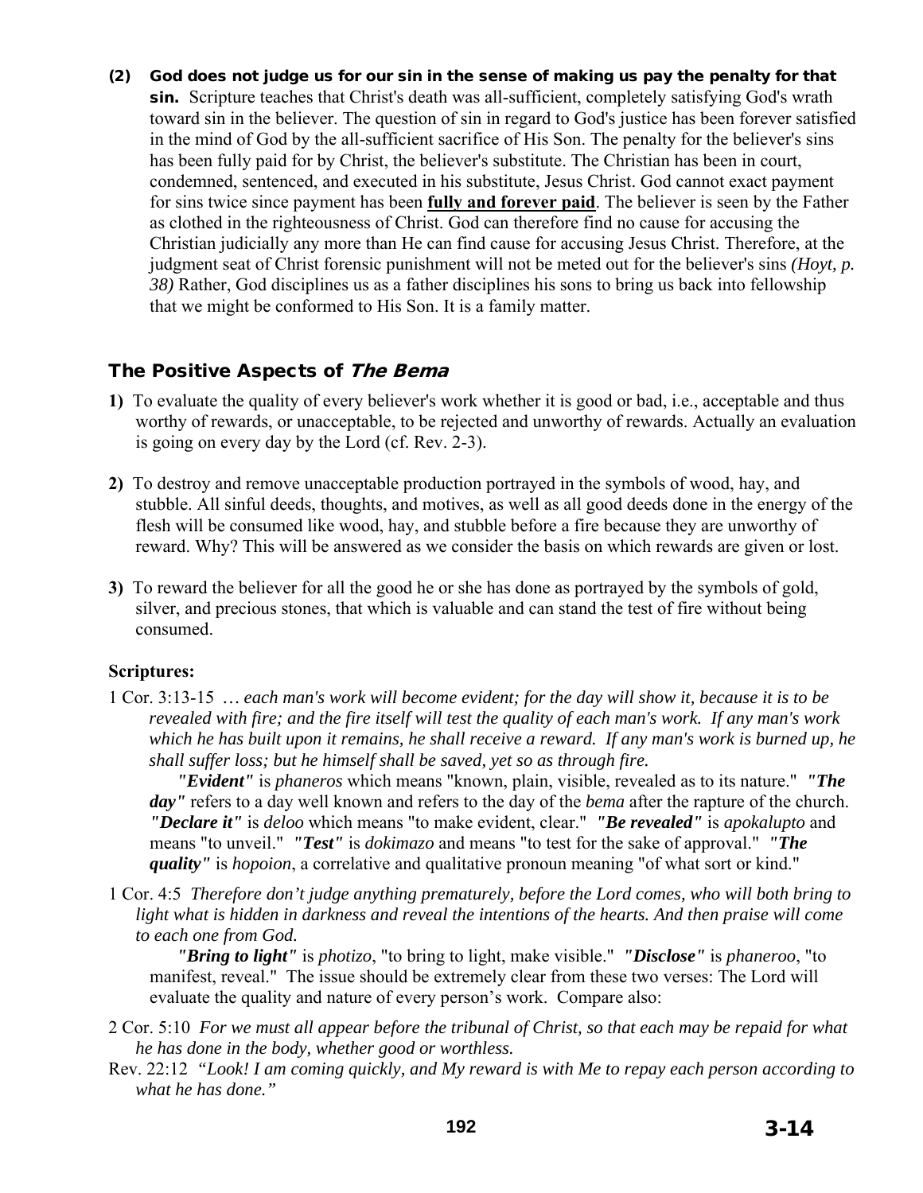**(2) God does not judge us for our sin in the sense of making us pay the penalty for that sin.** Scripture teaches that Christ's death was all-sufficient, completely satisfying God's wrath toward sin in the believer. The question of sin in regard to God's justice has been forever satisfied in the mind of God by the all-sufficient sacrifice of His Son. The penalty for the believer's sins has been fully paid for by Christ, the believer's substitute. The Christian has been in court, condemned, sentenced, and executed in his substitute, Jesus Christ. God cannot exact payment for sins twice since payment has been **fully and forever paid**. The believer is seen by the Father as clothed in the righteousness of Christ. God can therefore find no cause for accusing the Christian judicially any more than He can find cause for accusing Jesus Christ. Therefore, at the judgment seat of Christ forensic punishment will not be meted out for the believer's sins *(Hoyt, p. 38)* Rather, God disciplines us as a father disciplines his sons to bring us back into fellowship that we might be conformed to His Son. It is a family matter.

## The Positive Aspects of *The Bema*

**1)** To evaluate the quality of every believer's work whether it is good or bad, i.e., acceptable and thus worthy of rewards, or unacceptable, to be rejected and unworthy of rewards. Actually an evaluation is going on every day by the Lord (cf. Rev. 2-3).

**2)** To destroy and remove unacceptable production portrayed in the symbols of wood, hay, and stubble. All sinful deeds, thoughts, and motives, as well as all good deeds done in the energy of the flesh will be consumed like wood, hay, and stubble before a fire because they are unworthy of reward. Why? This will be answered as we consider the basis on which rewards are given or lost.

**3)** To reward the believer for all the good he or she has done as portrayed by the symbols of gold, silver, and precious stones, that which is valuable and can stand the test of fire without being consumed.

**Scriptures:**

1 Cor. 3:13-15 … *each man's work will become evident; for the day will show it, because it is to be revealed with fire; and the fire itself will test the quality of each man's work. If any man's work which he has built upon it remains, he shall receive a reward. If any man's work is burned up, he shall suffer loss; but he himself shall be saved, yet so as through fire.*

***"Evident"*** is *phaneros* which means "known, plain, visible, revealed as to its nature." ***"The day"*** refers to a day well known and refers to the day of the *bema* after the rapture of the church. ***"Declare it"*** is *deloo* which means "to make evident, clear." ***"Be revealed"*** is *apokalupto* and means "to unveil." ***"Test"*** is *dokimazo* and means "to test for the sake of approval." ***"The quality"*** is *hopoion*, a correlative and qualitative pronoun meaning "of what sort or kind."

1 Cor. 4:5 *Therefore don't judge anything prematurely, before the Lord comes, who will both bring to light what is hidden in darkness and reveal the intentions of the hearts. And then praise will come to each one from God.*

***"Bring to light"*** is *photizo*, "to bring to light, make visible." ***"Disclose"*** is *phaneroo*, "to manifest, reveal." The issue should be extremely clear from these two verses: The Lord will evaluate the quality and nature of every person's work. Compare also:

2 Cor. 5:10 *For we must all appear before the tribunal of Christ, so that each may be repaid for what he has done in the body, whether good or worthless.*

Rev. 22:12 *"Look! I am coming quickly, and My reward is with Me to repay each person according to what he has done."*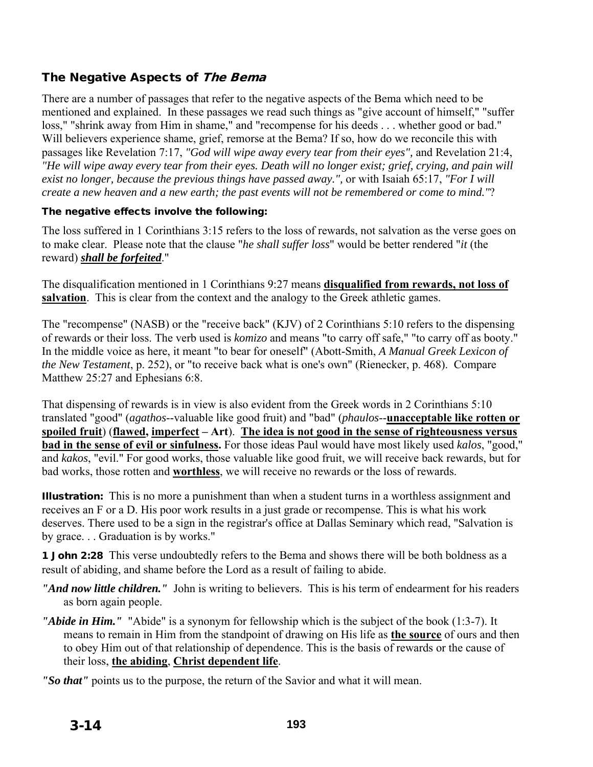### The Negative Aspects of *The Bema*

There are a number of passages that refer to the negative aspects of the Bema which need to be mentioned and explained. In these passages we read such things as "give account of himself," "suffer loss," "shrink away from Him in shame," and "recompense for his deeds . . . whether good or bad." Will believers experience shame, grief, remorse at the Bema? If so, how do we reconcile this with passages like Revelation 7:17, *"God will wipe away every tear from their eyes",* and Revelation 21:4, *"He will wipe away every tear from their eyes. Death will no longer exist; grief, crying, and pain will exist no longer, because the previous things have passed away.",* or with Isaiah 65:17, *"For I will create a new heaven and a new earth; the past events will not be remembered or come to mind."*?

**The negative effects involve the following:**

The loss suffered in 1 Corinthians 3:15 refers to the loss of rewards, not salvation as the verse goes on to make clear. Please note that the clause "*he shall suffer loss*" would be better rendered "*it* (the reward) ***shall be forfeited***."

The disqualification mentioned in 1 Corinthians 9:27 means **disqualified from rewards, not loss of salvation**. This is clear from the context and the analogy to the Greek athletic games.

The "recompense" (NASB) or the "receive back" (KJV) of 2 Corinthians 5:10 refers to the dispensing of rewards or their loss. The verb used is *komizo* and means "to carry off safe," "to carry off as booty." In the middle voice as here, it meant "to bear for oneself" (Abott-Smith, *A Manual Greek Lexicon of the New Testament*, p. 252), or "to receive back what is one's own" (Rienecker, p. 468). Compare Matthew 25:27 and Ephesians 6:8.

That dispensing of rewards is in view is also evident from the Greek words in 2 Corinthians 5:10 translated "good" (*agathos*--valuable like good fruit) and "bad" (*phaulos*--**unacceptable like rotten or spoiled fruit**) (**flawed, imperfect – Art**). **The idea is not good in the sense of righteousness versus bad in the sense of evil or sinfulness.** For those ideas Paul would have most likely used *kalos*, "good," and *kakos*, "evil." For good works, those valuable like good fruit, we will receive back rewards, but for bad works, those rotten and **worthless**, we will receive no rewards or the loss of rewards.

**Illustration:** This is no more a punishment than when a student turns in a worthless assignment and receives an F or a D. His poor work results in a just grade or recompense. This is what his work deserves. There used to be a sign in the registrar's office at Dallas Seminary which read, "Salvation is by grace. . . Graduation is by works."

**1 John 2:28** This verse undoubtedly refers to the Bema and shows there will be both boldness as a result of abiding, and shame before the Lord as a result of failing to abide.

***"And now little children."*** John is writing to believers. This is his term of endearment for his readers as born again people.

***"Abide in Him."*** "Abide" is a synonym for fellowship which is the subject of the book (1:3-7). It means to remain in Him from the standpoint of drawing on His life as **the source** of ours and then to obey Him out of that relationship of dependence. This is the basis of rewards or the cause of their loss, **the abiding**, **Christ dependent life**.

***"So that"*** points us to the purpose, the return of the Savior and what it will mean.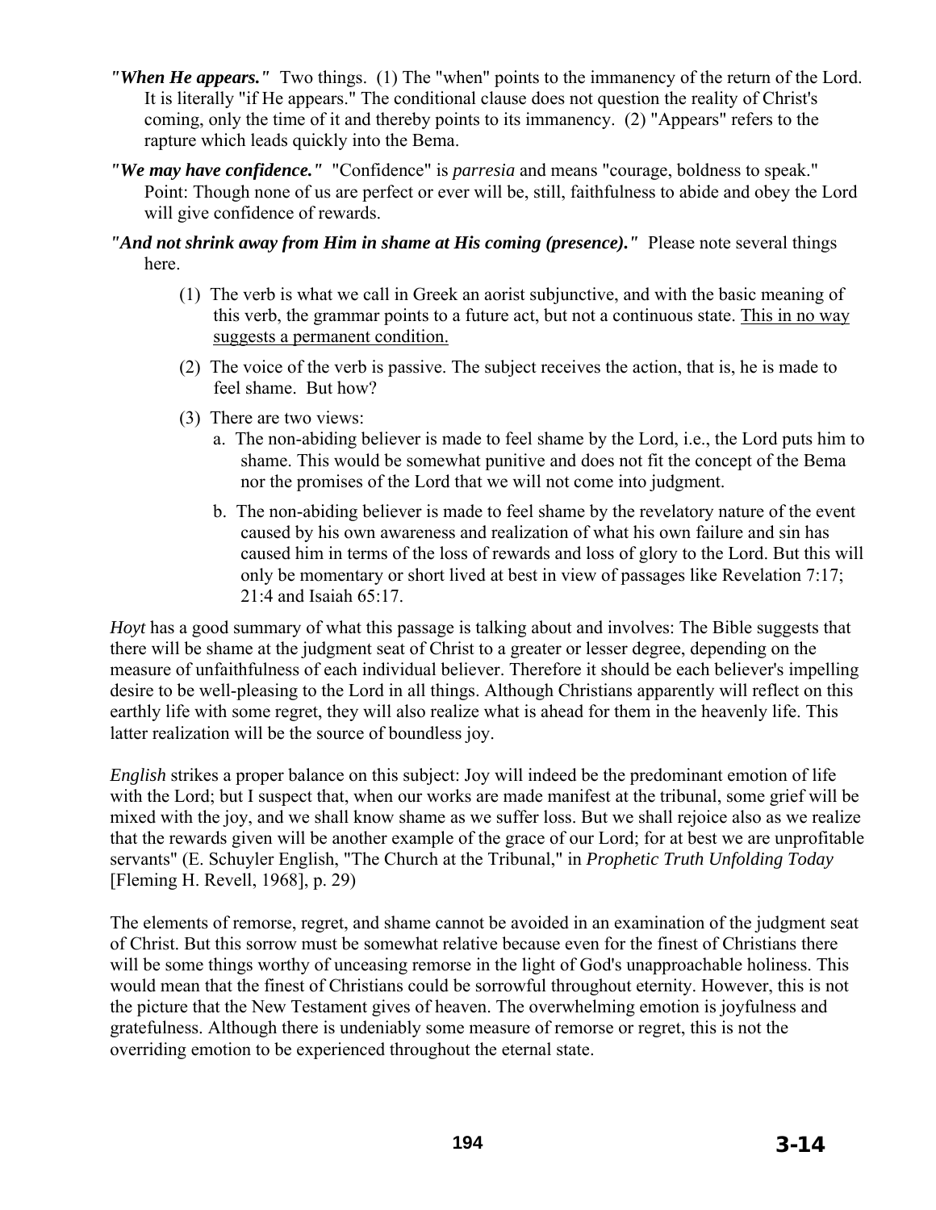***"When He appears."*** Two things. (1) The "when" points to the immanency of the return of the Lord. It is literally "if He appears." The conditional clause does not question the reality of Christ's coming, only the time of it and thereby points to its immanency. (2) "Appears" refers to the rapture which leads quickly into the Bema.

***"We may have confidence."*** "Confidence" is *parresia* and means "courage, boldness to speak." Point: Though none of us are perfect or ever will be, still, faithfulness to abide and obey the Lord will give confidence of rewards.

***"And not shrink away from Him in shame at His coming (presence)."*** Please note several things here.

(1) The verb is what we call in Greek an aorist subjunctive, and with the basic meaning of this verb, the grammar points to a future act, but not a continuous state. <u>This in no way suggests a permanent condition.</u>

(2) The voice of the verb is passive. The subject receives the action, that is, he is made to feel shame. But how?

(3) There are two views:

a. The non-abiding believer is made to feel shame by the Lord, i.e., the Lord puts him to shame. This would be somewhat punitive and does not fit the concept of the Bema nor the promises of the Lord that we will not come into judgment.

b. The non-abiding believer is made to feel shame by the revelatory nature of the event caused by his own awareness and realization of what his own failure and sin has caused him in terms of the loss of rewards and loss of glory to the Lord. But this will only be momentary or short lived at best in view of passages like Revelation 7:17; 21:4 and Isaiah 65:17.

*Hoyt* has a good summary of what this passage is talking about and involves: The Bible suggests that there will be shame at the judgment seat of Christ to a greater or lesser degree, depending on the measure of unfaithfulness of each individual believer. Therefore it should be each believer's impelling desire to be well-pleasing to the Lord in all things. Although Christians apparently will reflect on this earthly life with some regret, they will also realize what is ahead for them in the heavenly life. This latter realization will be the source of boundless joy.

*English* strikes a proper balance on this subject: Joy will indeed be the predominant emotion of life with the Lord; but I suspect that, when our works are made manifest at the tribunal, some grief will be mixed with the joy, and we shall know shame as we suffer loss. But we shall rejoice also as we realize that the rewards given will be another example of the grace of our Lord; for at best we are unprofitable servants" (E. Schuyler English, "The Church at the Tribunal," in *Prophetic Truth Unfolding Today* [Fleming H. Revell, 1968], p. 29)

The elements of remorse, regret, and shame cannot be avoided in an examination of the judgment seat of Christ. But this sorrow must be somewhat relative because even for the finest of Christians there will be some things worthy of unceasing remorse in the light of God's unapproachable holiness. This would mean that the finest of Christians could be sorrowful throughout eternity. However, this is not the picture that the New Testament gives of heaven. The overwhelming emotion is joyfulness and gratefulness. Although there is undeniably some measure of remorse or regret, this is not the overriding emotion to be experienced throughout the eternal state.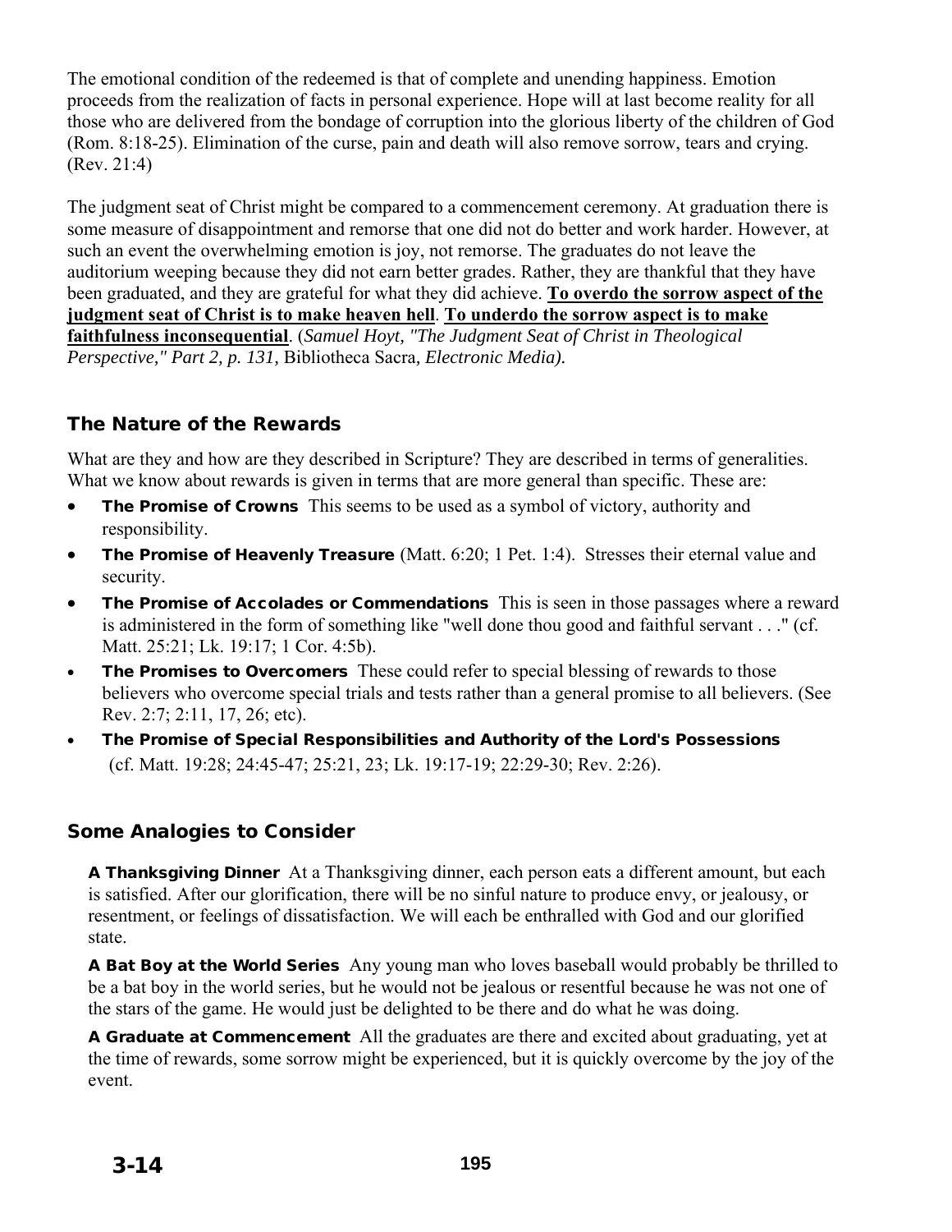The emotional condition of the redeemed is that of complete and unending happiness. Emotion proceeds from the realization of facts in personal experience. Hope will at last become reality for all those who are delivered from the bondage of corruption into the glorious liberty of the children of God (Rom. 8:18-25). Elimination of the curse, pain and death will also remove sorrow, tears and crying. (Rev. 21:4)

The judgment seat of Christ might be compared to a commencement ceremony. At graduation there is some measure of disappointment and remorse that one did not do better and work harder. However, at such an event the overwhelming emotion is joy, not remorse. The graduates do not leave the auditorium weeping because they did not earn better grades. Rather, they are thankful that they have been graduated, and they are grateful for what they did achieve. **To overdo the sorrow aspect of the judgment seat of Christ is to make heaven hell**. **To underdo the sorrow aspect is to make faithfulness inconsequential**. (*Samuel Hoyt, "The Judgment Seat of Christ in Theological Perspective," Part 2, p. 131,* Bibliotheca Sacra*, Electronic Media).*

## The Nature of the Rewards

What are they and how are they described in Scripture? They are described in terms of generalities. What we know about rewards is given in terms that are more general than specific. These are:

- **The Promise of Crowns** This seems to be used as a symbol of victory, authority and responsibility.
- **The Promise of Heavenly Treasure** (Matt. 6:20; 1 Pet. 1:4). Stresses their eternal value and security.
- **The Promise of Accolades or Commendations** This is seen in those passages where a reward is administered in the form of something like "well done thou good and faithful servant . . ." (cf. Matt. 25:21; Lk. 19:17; 1 Cor. 4:5b).
- **The Promises to Overcomers** These could refer to special blessing of rewards to those believers who overcome special trials and tests rather than a general promise to all believers. (See Rev. 2:7; 2:11, 17, 26; etc).
- **The Promise of Special Responsibilities and Authority of the Lord's Possessions** (cf. Matt. 19:28; 24:45-47; 25:21, 23; Lk. 19:17-19; 22:29-30; Rev. 2:26).

## Some Analogies to Consider

**A Thanksgiving Dinner** At a Thanksgiving dinner, each person eats a different amount, but each is satisfied. After our glorification, there will be no sinful nature to produce envy, or jealousy, or resentment, or feelings of dissatisfaction. We will each be enthralled with God and our glorified state.

**A Bat Boy at the World Series** Any young man who loves baseball would probably be thrilled to be a bat boy in the world series, but he would not be jealous or resentful because he was not one of the stars of the game. He would just be delighted to be there and do what he was doing.

**A Graduate at Commencement** All the graduates are there and excited about graduating, yet at the time of rewards, some sorrow might be experienced, but it is quickly overcome by the joy of the event.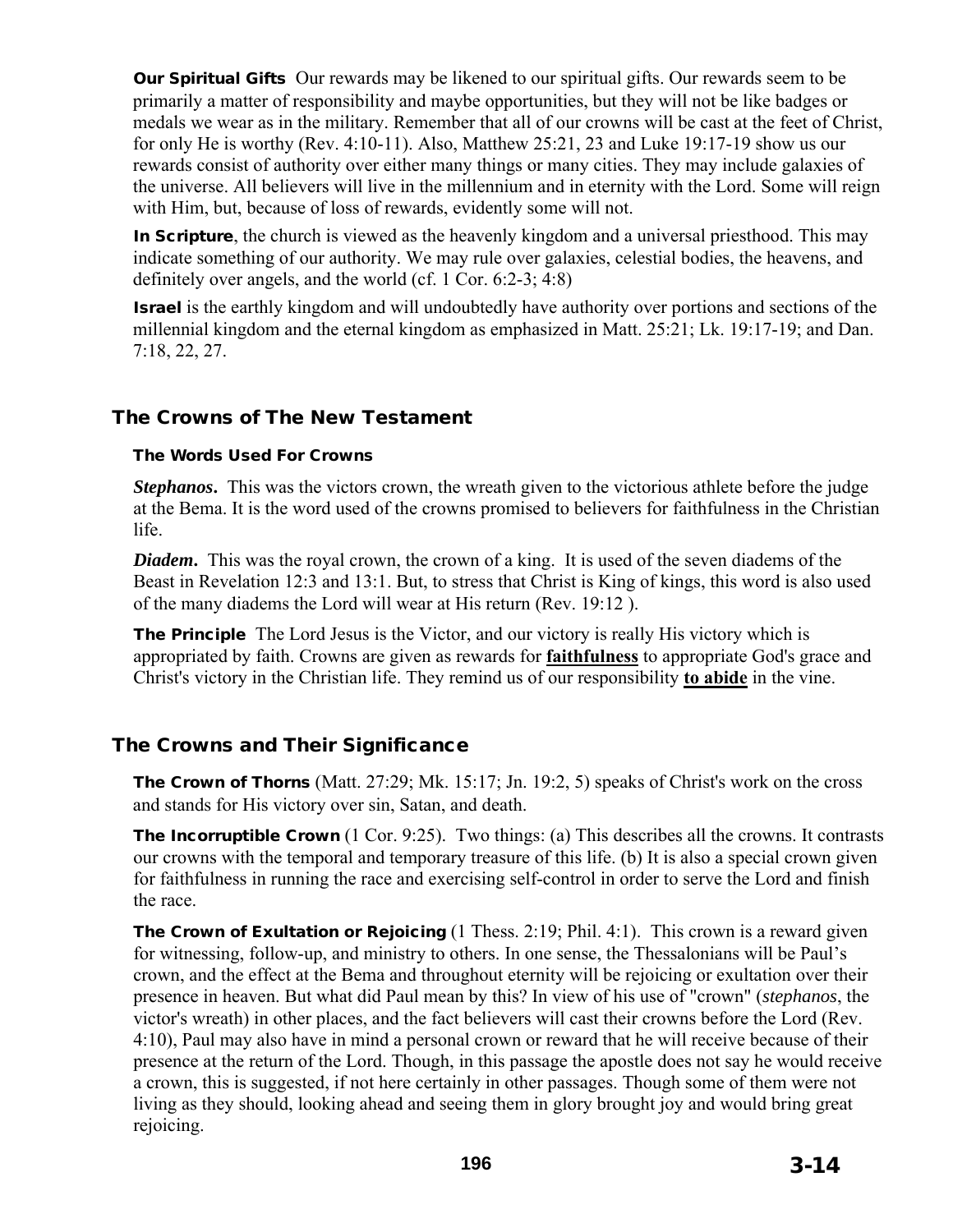**Our Spiritual Gifts** Our rewards may be likened to our spiritual gifts. Our rewards seem to be primarily a matter of responsibility and maybe opportunities, but they will not be like badges or medals we wear as in the military. Remember that all of our crowns will be cast at the feet of Christ, for only He is worthy (Rev. 4:10-11). Also, Matthew 25:21, 23 and Luke 19:17-19 show us our rewards consist of authority over either many things or many cities. They may include galaxies of the universe. All believers will live in the millennium and in eternity with the Lord. Some will reign with Him, but, because of loss of rewards, evidently some will not.

**In Scripture**, the church is viewed as the heavenly kingdom and a universal priesthood. This may indicate something of our authority. We may rule over galaxies, celestial bodies, the heavens, and definitely over angels, and the world (cf. 1 Cor. 6:2-3; 4:8)

**Israel** is the earthly kingdom and will undoubtedly have authority over portions and sections of the millennial kingdom and the eternal kingdom as emphasized in Matt. 25:21; Lk. 19:17-19; and Dan. 7:18, 22, 27.

## The Crowns of The New Testament

### The Words Used For Crowns

***Stephanos*.** This was the victors crown, the wreath given to the victorious athlete before the judge at the Bema. It is the word used of the crowns promised to believers for faithfulness in the Christian life.

***Diadem*.** This was the royal crown, the crown of a king. It is used of the seven diadems of the Beast in Revelation 12:3 and 13:1. But, to stress that Christ is King of kings, this word is also used of the many diadems the Lord will wear at His return (Rev. 19:12 ).

**The Principle** The Lord Jesus is the Victor, and our victory is really His victory which is appropriated by faith. Crowns are given as rewards for **faithfulness** to appropriate God's grace and Christ's victory in the Christian life. They remind us of our responsibility **to abide** in the vine.

## The Crowns and Their Significance

**The Crown of Thorns** (Matt. 27:29; Mk. 15:17; Jn. 19:2, 5) speaks of Christ's work on the cross and stands for His victory over sin, Satan, and death.

**The Incorruptible Crown** (1 Cor. 9:25). Two things: (a) This describes all the crowns. It contrasts our crowns with the temporal and temporary treasure of this life. (b) It is also a special crown given for faithfulness in running the race and exercising self-control in order to serve the Lord and finish the race.

**The Crown of Exultation or Rejoicing** (1 Thess. 2:19; Phil. 4:1). This crown is a reward given for witnessing, follow-up, and ministry to others. In one sense, the Thessalonians will be Paul's crown, and the effect at the Bema and throughout eternity will be rejoicing or exultation over their presence in heaven. But what did Paul mean by this? In view of his use of "crown" (*stephanos*, the victor's wreath) in other places, and the fact believers will cast their crowns before the Lord (Rev. 4:10), Paul may also have in mind a personal crown or reward that he will receive because of their presence at the return of the Lord. Though, in this passage the apostle does not say he would receive a crown, this is suggested, if not here certainly in other passages. Though some of them were not living as they should, looking ahead and seeing them in glory brought joy and would bring great rejoicing.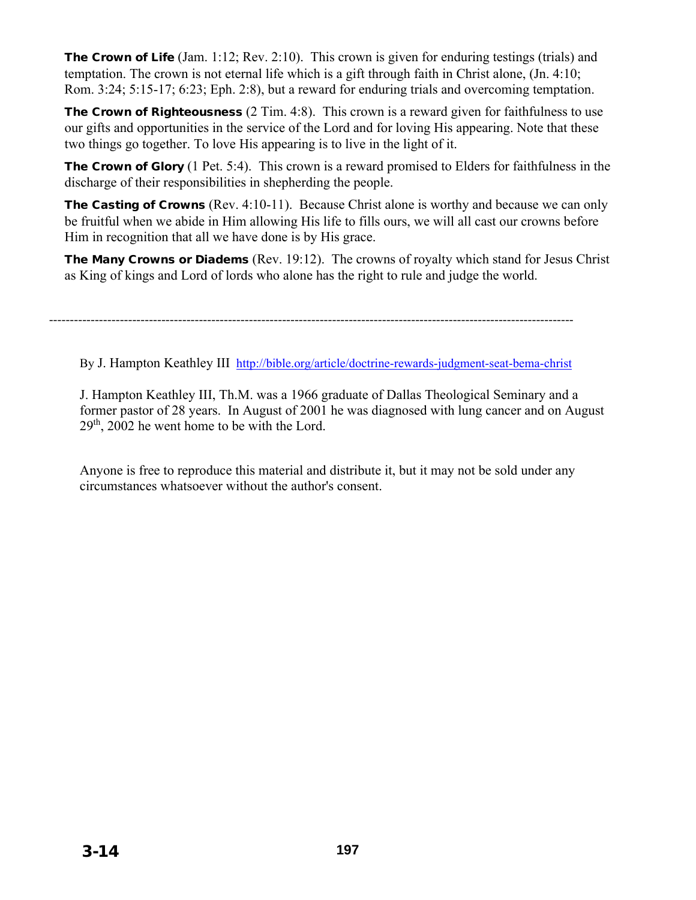**The Crown of Life** (Jam. 1:12; Rev. 2:10). This crown is given for enduring testings (trials) and temptation. The crown is not eternal life which is a gift through faith in Christ alone, (Jn. 4:10; Rom. 3:24; 5:15-17; 6:23; Eph. 2:8), but a reward for enduring trials and overcoming temptation.

**The Crown of Righteousness** (2 Tim. 4:8). This crown is a reward given for faithfulness to use our gifts and opportunities in the service of the Lord and for loving His appearing. Note that these two things go together. To love His appearing is to live in the light of it.

**The Crown of Glory** (1 Pet. 5:4). This crown is a reward promised to Elders for faithfulness in the discharge of their responsibilities in shepherding the people.

**The Casting of Crowns** (Rev. 4:10-11). Because Christ alone is worthy and because we can only be fruitful when we abide in Him allowing His life to fills ours, we will all cast our crowns before Him in recognition that all we have done is by His grace.

**The Many Crowns or Diadems** (Rev. 19:12). The crowns of royalty which stand for Jesus Christ as King of kings and Lord of lords who alone has the right to rule and judge the world.

---

By J. Hampton Keathley III [http://bible.org/article/doctrine-rewards-judgment-seat-bema-christ](http://bible.org/article/doctrine-rewards-judgment-seat-bema-christ)

J. Hampton Keathley III, Th.M. was a 1966 graduate of Dallas Theological Seminary and a former pastor of 28 years. In August of 2001 he was diagnosed with lung cancer and on August 29th, 2002 he went home to be with the Lord.

Anyone is free to reproduce this material and distribute it, but it may not be sold under any circumstances whatsoever without the author's consent.